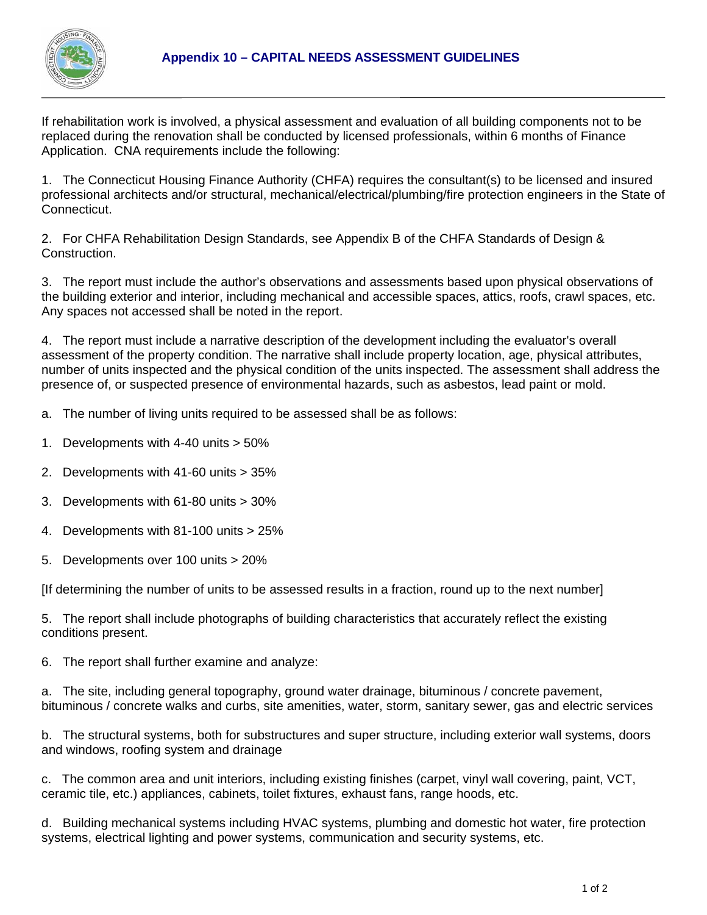# Appendix 10 – CAPITAL NEEDS ASSESSMENT GUIDELINES

If rehabilitation work is involved, a physical assessment and evaluation of all building components not to be replaced during the renovation shall be conducted by licensed professionals, within 6 months of Finance Application. CNA requirements include the following:

1. The Connecticut Housing Finance Authority (CHFA) requires the consultant(s) to be licensed and insured professional architects and/or structural, mechanical/electrical/plumbing/fire protection engineers in the State of Connecticut.

2. For CHFA Rehabilitation Design Standards, see Appendix B of the CHFA Standards of Design & Construction.

3. The report must include the author's observations and assessments based upon physical observations of the building exterior and interior, including mechanical and accessible spaces, attics, roofs, crawl spaces, etc. Any spaces not accessed shall be noted in the report.

4. The report must include a narrative description of the development including the evaluator's overall assessment of the property condition. The narrative shall include property location, age, physical attributes, number of units inspected and the physical condition of the units inspected. The assessment shall address the presence of, or suspected presence of environmental hazards, such as asbestos, lead paint or mold.

a. The number of living units required to be assessed shall be as follows:

1. Developments with 4-40 units > 50%

2. Developments with 41-60 units > 35%

3. Developments with 61-80 units > 30%

4. Developments with 81-100 units > 25%

5. Developments over 100 units > 20%

[If determining the number of units to be assessed results in a fraction, round up to the next number]

5. The report shall include photographs of building characteristics that accurately reflect the existing conditions present.

6. The report shall further examine and analyze:

a. The site, including general topography, ground water drainage, bituminous / concrete pavement, bituminous / concrete walks and curbs, site amenities, water, storm, sanitary sewer, gas and electric services

b. The structural systems, both for substructures and super structure, including exterior wall systems, doors and windows, roofing system and drainage

c. The common area and unit interiors, including existing finishes (carpet, vinyl wall covering, paint, VCT, ceramic tile, etc.) appliances, cabinets, toilet fixtures, exhaust fans, range hoods, etc.

d. Building mechanical systems including HVAC systems, plumbing and domestic hot water, fire protection systems, electrical lighting and power systems, communication and security systems, etc.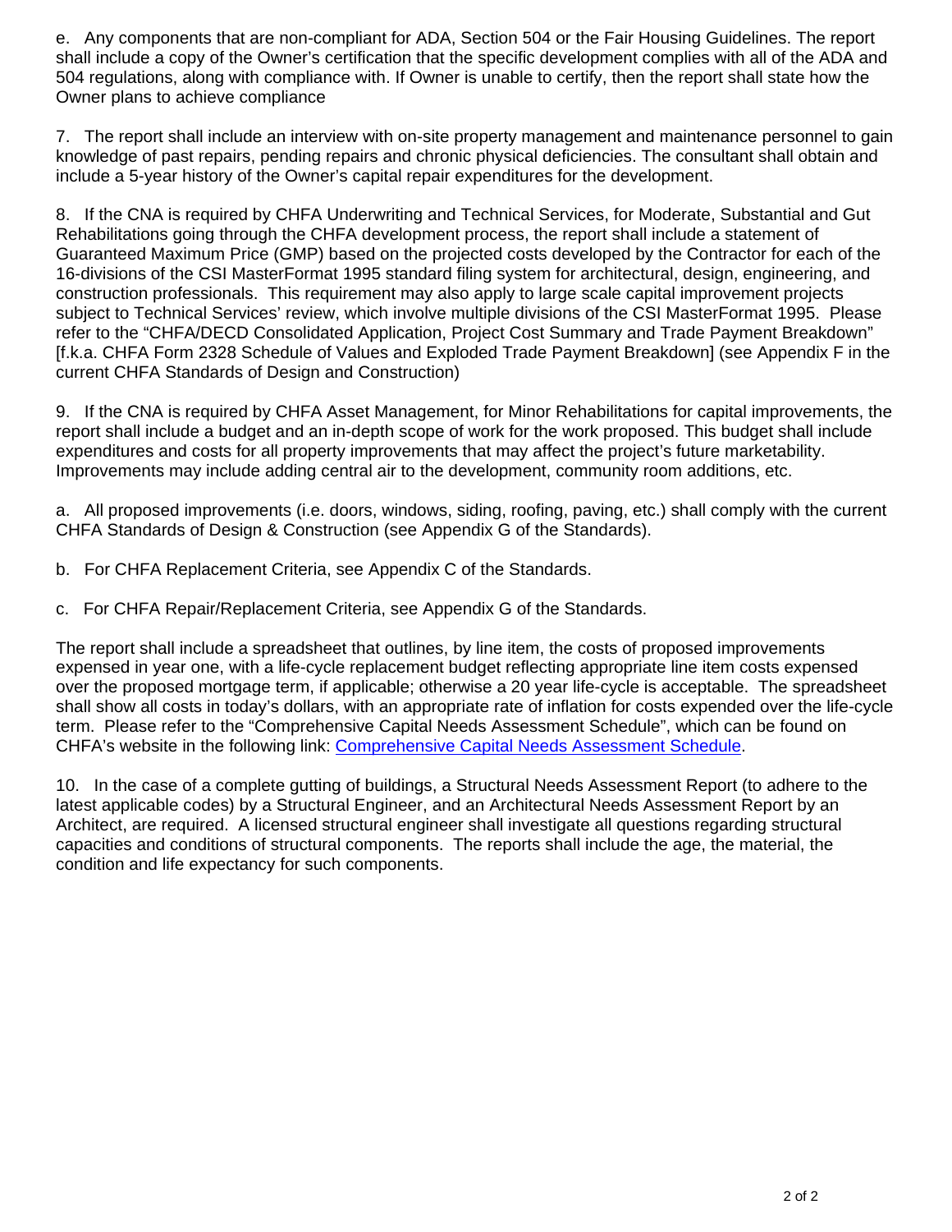e. Any components that are non-compliant for ADA, Section 504 or the Fair Housing Guidelines. The report shall include a copy of the Owner's certification that the specific development complies with all of the ADA and 504 regulations, along with compliance with. If Owner is unable to certify, then the report shall state how the Owner plans to achieve compliance

7. The report shall include an interview with on-site property management and maintenance personnel to gain knowledge of past repairs, pending repairs and chronic physical deficiencies. The consultant shall obtain and include a 5-year history of the Owner's capital repair expenditures for the development.

8. If the CNA is required by CHFA Underwriting and Technical Services, for Moderate, Substantial and Gut Rehabilitations going through the CHFA development process, the report shall include a statement of Guaranteed Maximum Price (GMP) based on the projected costs developed by the Contractor for each of the 16-divisions of the CSI MasterFormat 1995 standard filing system for architectural, design, engineering, and construction professionals. This requirement may also apply to large scale capital improvement projects subject to Technical Services' review, which involve multiple divisions of the CSI MasterFormat 1995. Please refer to the "CHFA/DECD Consolidated Application, Project Cost Summary and Trade Payment Breakdown" [f.k.a. CHFA Form 2328 Schedule of Values and Exploded Trade Payment Breakdown] (see Appendix F in the current CHFA Standards of Design and Construction)

9. If the CNA is required by CHFA Asset Management, for Minor Rehabilitations for capital improvements, the report shall include a budget and an in-depth scope of work for the work proposed. This budget shall include expenditures and costs for all property improvements that may affect the project's future marketability. Improvements may include adding central air to the development, community room additions, etc.

a. All proposed improvements (i.e. doors, windows, siding, roofing, paving, etc.) shall comply with the current CHFA Standards of Design & Construction (see Appendix G of the Standards).

b. For CHFA Replacement Criteria, see Appendix C of the Standards.

c. For CHFA Repair/Replacement Criteria, see Appendix G of the Standards.

The report shall include a spreadsheet that outlines, by line item, the costs of proposed improvements expensed in year one, with a life-cycle replacement budget reflecting appropriate line item costs expensed over the proposed mortgage term, if applicable; otherwise a 20 year life-cycle is acceptable. The spreadsheet shall show all costs in today's dollars, with an appropriate rate of inflation for costs expended over the life-cycle term. Please refer to the "Comprehensive Capital Needs Assessment Schedule", which can be found on CHFA's website in the following link: Comprehensive Capital Needs Assessment Schedule.

10. In the case of a complete gutting of buildings, a Structural Needs Assessment Report (to adhere to the latest applicable codes) by a Structural Engineer, and an Architectural Needs Assessment Report by an Architect, are required. A licensed structural engineer shall investigate all questions regarding structural capacities and conditions of structural components. The reports shall include the age, the material, the condition and life expectancy for such components.